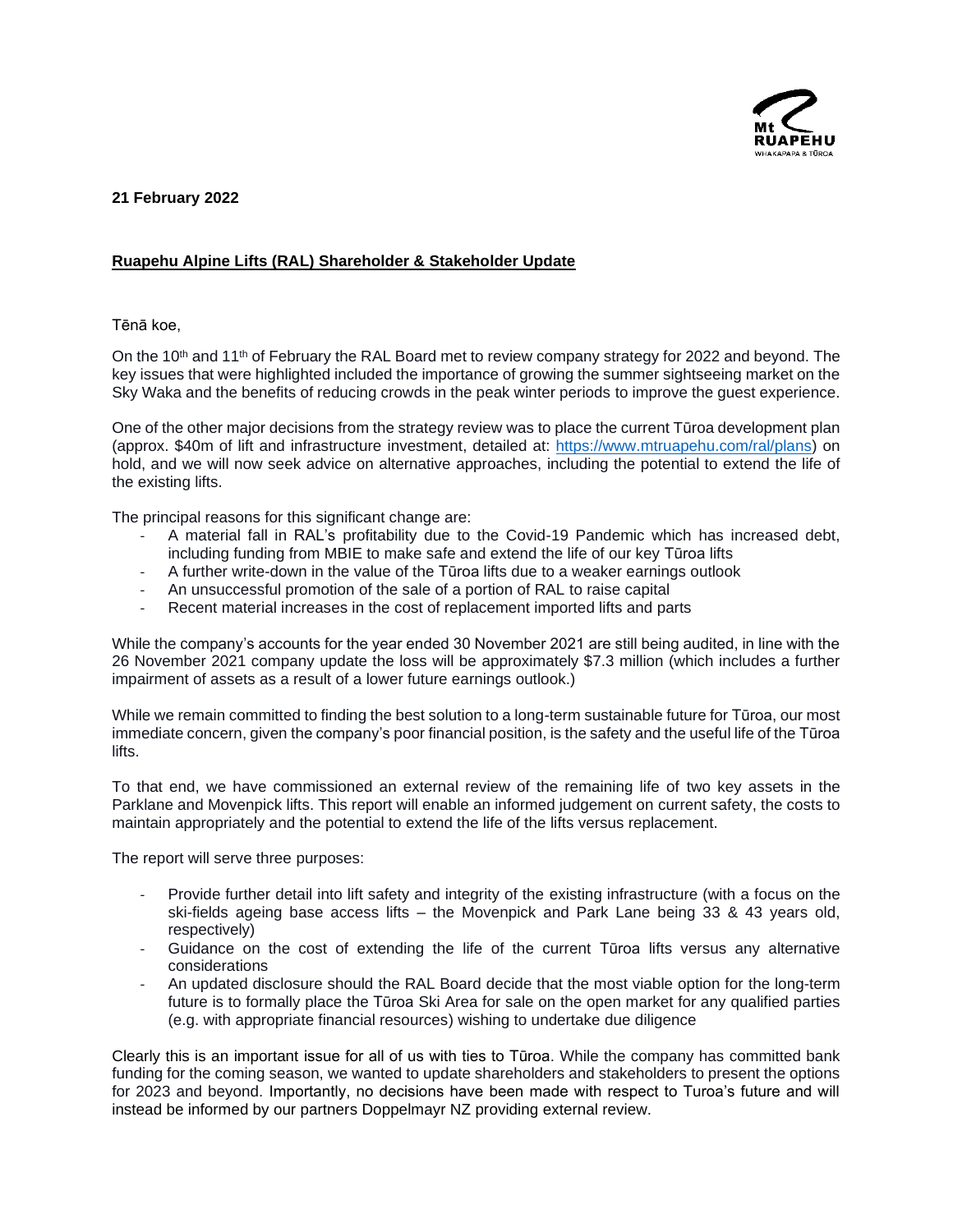Mt RUAPEHU
WHAKAPAPA & TŪROA

**21 February 2022**

**Ruapehu Alpine Lifts (RAL) Shareholder & Stakeholder Update**

Tēnā koe,

On the 10th and 11th of February the RAL Board met to review company strategy for 2022 and beyond. The key issues that were highlighted included the importance of growing the summer sightseeing market on the Sky Waka and the benefits of reducing crowds in the peak winter periods to improve the guest experience.

One of the other major decisions from the strategy review was to place the current Tūroa development plan (approx. $40m of lift and infrastructure investment, detailed at: [https://www.mtruapehu.com/ral/plans](https://www.mtruapehu.com/ral/plans)) on hold, and we will now seek advice on alternative approaches, including the potential to extend the life of the existing lifts.

The principal reasons for this significant change are:

- A material fall in RAL's profitability due to the Covid-19 Pandemic which has increased debt, including funding from MBIE to make safe and extend the life of our key Tūroa lifts
- A further write-down in the value of the Tūroa lifts due to a weaker earnings outlook
- An unsuccessful promotion of the sale of a portion of RAL to raise capital
- Recent material increases in the cost of replacement imported lifts and parts

While the company's accounts for the year ended 30 November 2021 are still being audited, in line with the 26 November 2021 company update the loss will be approximately $7.3 million (which includes a further impairment of assets as a result of a lower future earnings outlook.)

While we remain committed to finding the best solution to a long-term sustainable future for Tūroa, our most immediate concern, given the company's poor financial position, is the safety and the useful life of the Tūroa lifts.

To that end, we have commissioned an external review of the remaining life of two key assets in the Parklane and Movenpick lifts. This report will enable an informed judgement on current safety, the costs to maintain appropriately and the potential to extend the life of the lifts versus replacement.

The report will serve three purposes:

- Provide further detail into lift safety and integrity of the existing infrastructure (with a focus on the ski-fields ageing base access lifts – the Movenpick and Park Lane being 33 & 43 years old, respectively)
- Guidance on the cost of extending the life of the current Tūroa lifts versus any alternative considerations
- An updated disclosure should the RAL Board decide that the most viable option for the long-term future is to formally place the Tūroa Ski Area for sale on the open market for any qualified parties (e.g. with appropriate financial resources) wishing to undertake due diligence

Clearly this is an important issue for all of us with ties to Tūroa. While the company has committed bank funding for the coming season, we wanted to update shareholders and stakeholders to present the options for 2023 and beyond. Importantly, no decisions have been made with respect to Turoa's future and will instead be informed by our partners Doppelmayr NZ providing external review.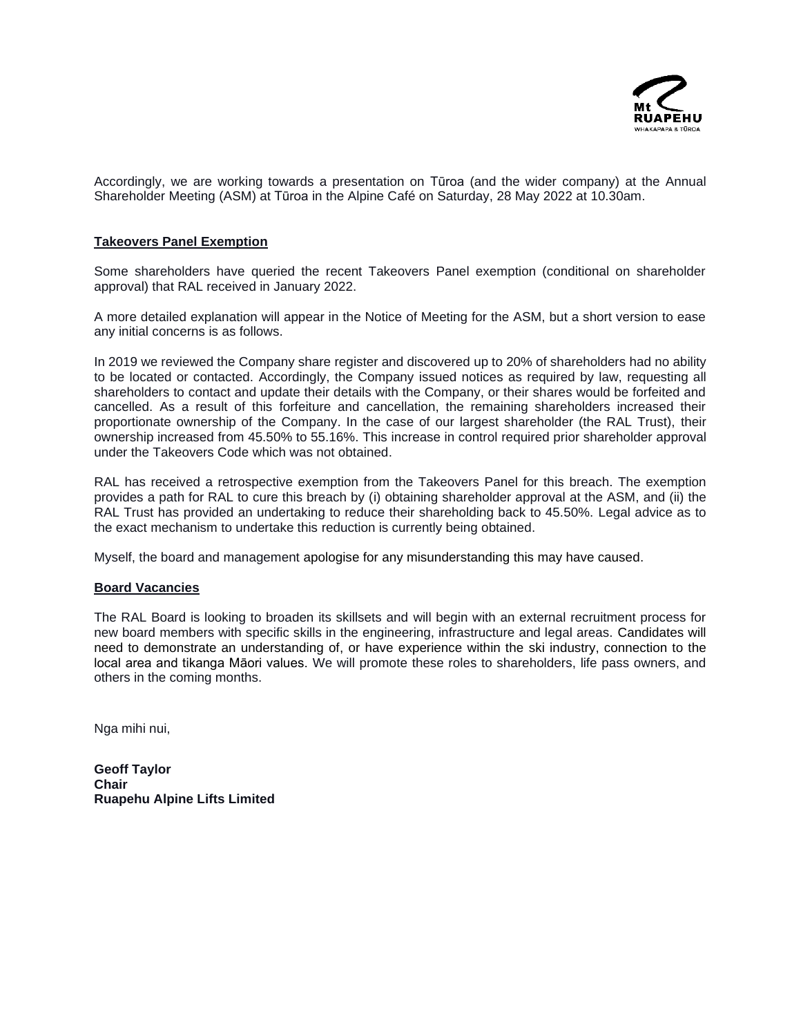Accordingly, we are working towards a presentation on Tūroa (and the wider company) at the Annual Shareholder Meeting (ASM) at Tūroa in the Alpine Café on Saturday, 28 May 2022 at 10.30am.

**Takeovers Panel Exemption**

Some shareholders have queried the recent Takeovers Panel exemption (conditional on shareholder approval) that RAL received in January 2022.

A more detailed explanation will appear in the Notice of Meeting for the ASM, but a short version to ease any initial concerns is as follows.

In 2019 we reviewed the Company share register and discovered up to 20% of shareholders had no ability to be located or contacted. Accordingly, the Company issued notices as required by law, requesting all shareholders to contact and update their details with the Company, or their shares would be forfeited and cancelled. As a result of this forfeiture and cancellation, the remaining shareholders increased their proportionate ownership of the Company. In the case of our largest shareholder (the RAL Trust), their ownership increased from 45.50% to 55.16%. This increase in control required prior shareholder approval under the Takeovers Code which was not obtained.

RAL has received a retrospective exemption from the Takeovers Panel for this breach. The exemption provides a path for RAL to cure this breach by (i) obtaining shareholder approval at the ASM, and (ii) the RAL Trust has provided an undertaking to reduce their shareholding back to 45.50%. Legal advice as to the exact mechanism to undertake this reduction is currently being obtained.

Myself, the board and management apologise for any misunderstanding this may have caused.

**Board Vacancies**

The RAL Board is looking to broaden its skillsets and will begin with an external recruitment process for new board members with specific skills in the engineering, infrastructure and legal areas. Candidates will need to demonstrate an understanding of, or have experience within the ski industry, connection to the local area and tikanga Māori values. We will promote these roles to shareholders, life pass owners, and others in the coming months.

Nga mihi nui,

**Geoff Taylor**
**Chair**
**Ruapehu Alpine Lifts Limited**